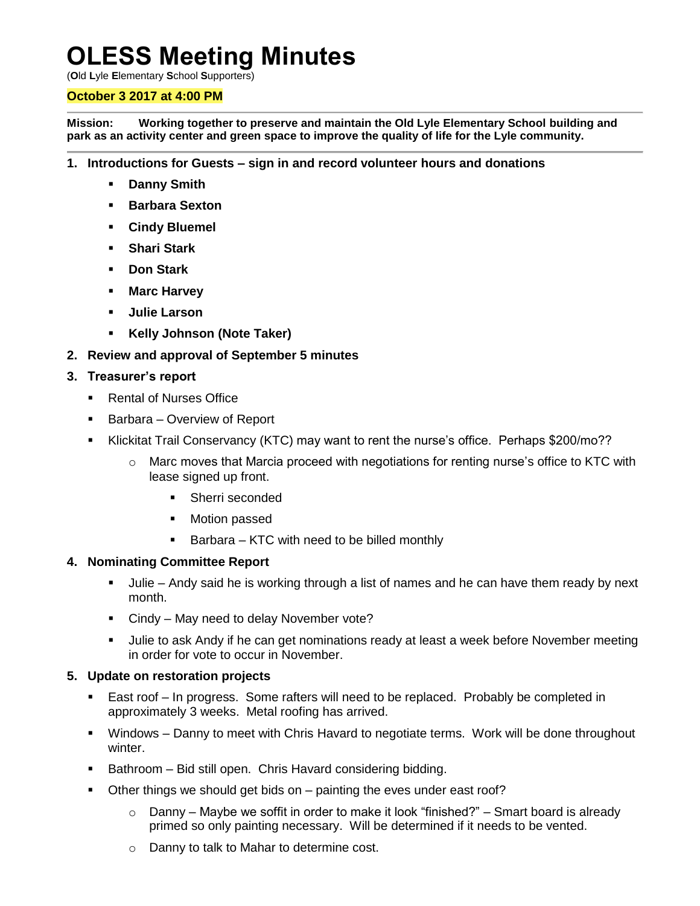# OLESS Meeting Minutes

(**O**ld **L**yle **E**lementary **S**chool **S**upporters)

**October 3 2017 at 4:00 PM**

---

**Mission: Working together to preserve and maintain the Old Lyle Elementary School building and park as an activity center and green space to improve the quality of life for the Lyle community.**

---

1. **Introductions for Guests – sign in and record volunteer hours and donations**
   - **Danny Smith**
   - **Barbara Sexton**
   - **Cindy Bluemel**
   - **Shari Stark**
   - **Don Stark**
   - **Marc Harvey**
   - **Julie Larson**
   - **Kelly Johnson (Note Taker)**
2. **Review and approval of September 5 minutes**
3. **Treasurer's report**
   - Rental of Nurses Office
   - Barbara – Overview of Report
   - Klickitat Trail Conservancy (KTC) may want to rent the nurse's office. Perhaps $200/mo??
     - Marc moves that Marcia proceed with negotiations for renting nurse's office to KTC with lease signed up front.
       - Sherri seconded
       - Motion passed
       - Barbara – KTC with need to be billed monthly
4. **Nominating Committee Report**
   - Julie – Andy said he is working through a list of names and he can have them ready by next month.
   - Cindy – May need to delay November vote?
   - Julie to ask Andy if he can get nominations ready at least a week before November meeting in order for vote to occur in November.
5. **Update on restoration projects**
   - East roof – In progress. Some rafters will need to be replaced. Probably be completed in approximately 3 weeks. Metal roofing has arrived.
   - Windows – Danny to meet with Chris Havard to negotiate terms. Work will be done throughout winter.
   - Bathroom – Bid still open. Chris Havard considering bidding.
   - Other things we should get bids on – painting the eves under east roof?
     - Danny – Maybe we soffit in order to make it look "finished?" – Smart board is already primed so only painting necessary. Will be determined if it needs to be vented.
     - Danny to talk to Mahar to determine cost.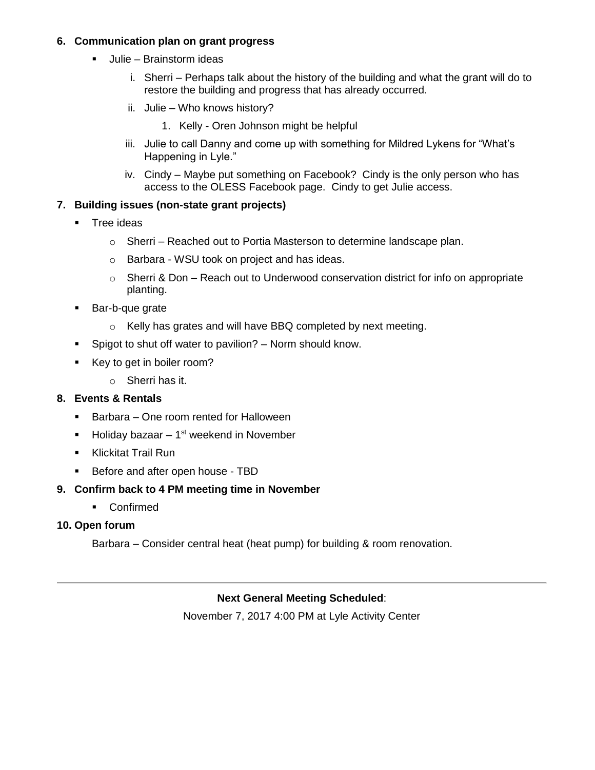**6. Communication plan on grant progress**

- Julie – Brainstorm ideas
    - i. Sherri – Perhaps talk about the history of the building and what the grant will do to restore the building and progress that has already occurred.
    - ii. Julie – Who knows history?
        1. Kelly - Oren Johnson might be helpful
    - iii. Julie to call Danny and come up with something for Mildred Lykens for "What's Happening in Lyle."
    - iv. Cindy – Maybe put something on Facebook? Cindy is the only person who has access to the OLESS Facebook page. Cindy to get Julie access.

**7. Building issues (non-state grant projects)**

- Tree ideas
    - Sherri – Reached out to Portia Masterson to determine landscape plan.
    - Barbara - WSU took on project and has ideas.
    - Sherri & Don – Reach out to Underwood conservation district for info on appropriate planting.
- Bar-b-que grate
    - Kelly has grates and will have BBQ completed by next meeting.
- Spigot to shut off water to pavilion? – Norm should know.
- Key to get in boiler room?
    - Sherri has it.

**8. Events & Rentals**

- Barbara – One room rented for Halloween
- Holiday bazaar – 1st weekend in November
- Klickitat Trail Run
- Before and after open house - TBD

**9. Confirm back to 4 PM meeting time in November**

- Confirmed

**10. Open forum**

Barbara – Consider central heat (heat pump) for building & room renovation.

---

**Next General Meeting Scheduled**:

November 7, 2017 4:00 PM at Lyle Activity Center